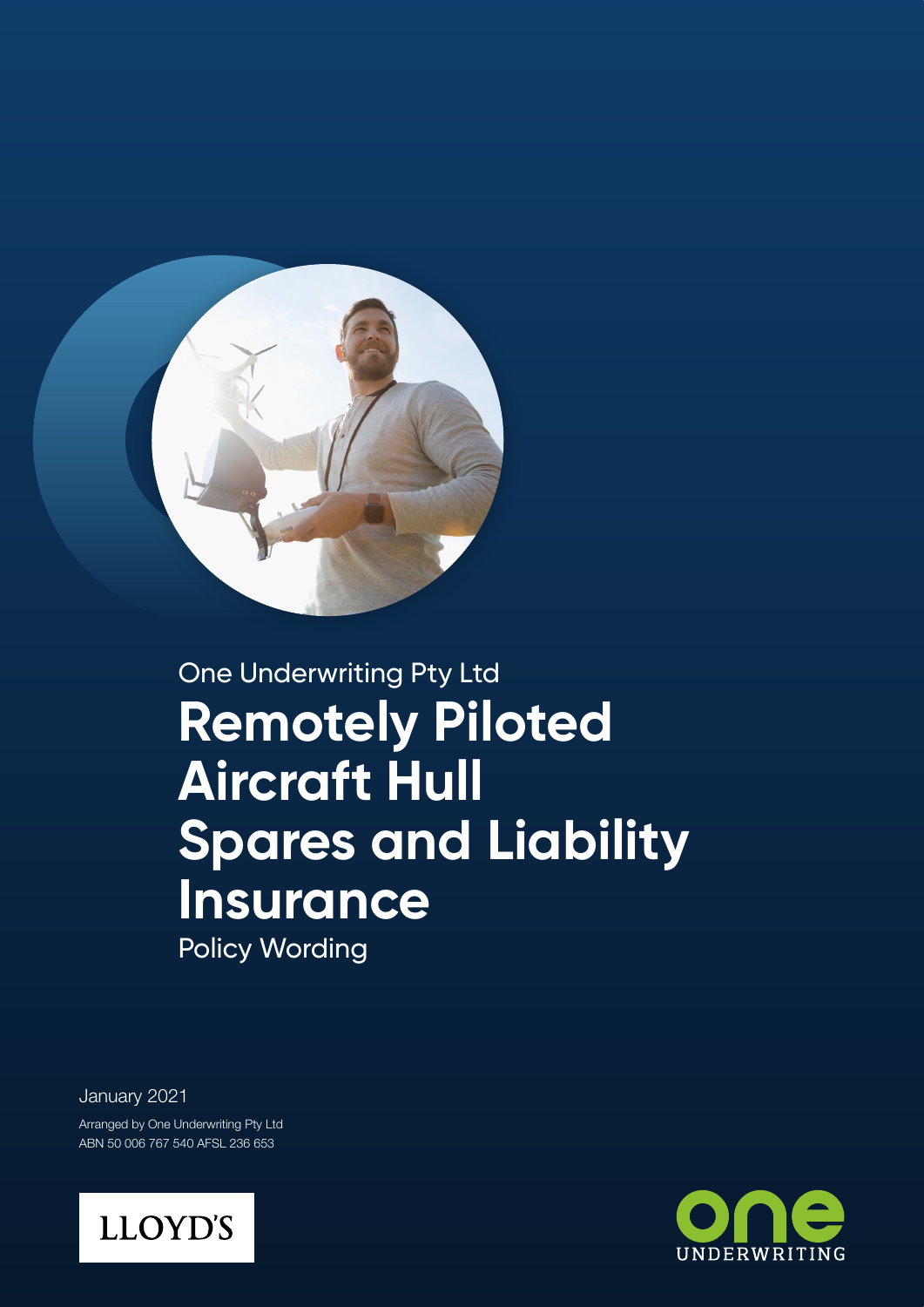One Underwriting Pty Ltd

# Remotely Piloted Aircraft Hull Spares and Liability Insurance

Policy Wording

January 2021

Arranged by One Underwriting Pty Ltd
ABN 50 006 767 540 AFSL 236 653

LLOYD'S

one UNDERWRITING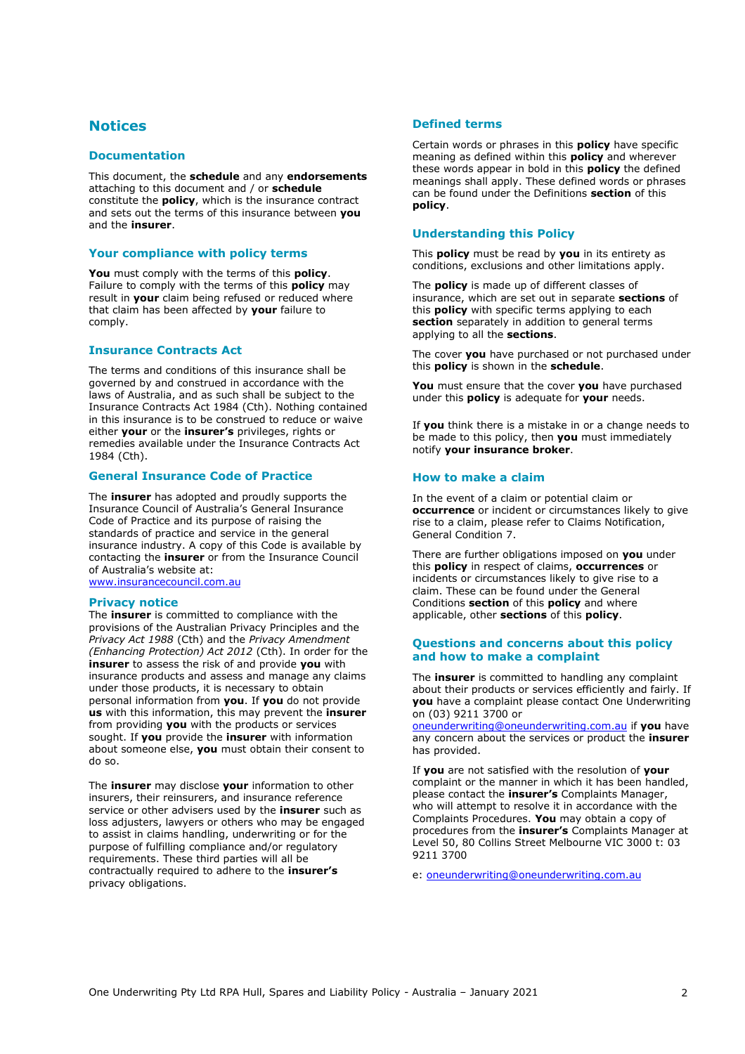# Notices

## Documentation

This document, the **schedule** and any **endorsements** attaching to this document and / or **schedule** constitute the **policy**, which is the insurance contract and sets out the terms of this insurance between **you** and the **insurer**.

## Your compliance with policy terms

**You** must comply with the terms of this **policy**. Failure to comply with the terms of this **policy** may result in **your** claim being refused or reduced where that claim has been affected by **your** failure to comply.

## Insurance Contracts Act

The terms and conditions of this insurance shall be governed by and construed in accordance with the laws of Australia, and as such shall be subject to the Insurance Contracts Act 1984 (Cth). Nothing contained in this insurance is to be construed to reduce or waive either **your** or the **insurer's** privileges, rights or remedies available under the Insurance Contracts Act 1984 (Cth).

## General Insurance Code of Practice

The **insurer** has adopted and proudly supports the Insurance Council of Australia's General Insurance Code of Practice and its purpose of raising the standards of practice and service in the general insurance industry. A copy of this Code is available by contacting the **insurer** or from the Insurance Council of Australia's website at: www.insurancecouncil.com.au

## Privacy notice

The **insurer** is committed to compliance with the provisions of the Australian Privacy Principles and the *Privacy Act 1988* (Cth) and the *Privacy Amendment (Enhancing Protection) Act 2012* (Cth). In order for the **insurer** to assess the risk of and provide **you** with insurance products and assess and manage any claims under those products, it is necessary to obtain personal information from **you**. If **you** do not provide **us** with this information, this may prevent the **insurer** from providing **you** with the products or services sought. If **you** provide the **insurer** with information about someone else, **you** must obtain their consent to do so.

The **insurer** may disclose **your** information to other insurers, their reinsurers, and insurance reference service or other advisers used by the **insurer** such as loss adjusters, lawyers or others who may be engaged to assist in claims handling, underwriting or for the purpose of fulfilling compliance and/or regulatory requirements. These third parties will all be contractually required to adhere to the **insurer's** privacy obligations.

## Defined terms

Certain words or phrases in this **policy** have specific meaning as defined within this **policy** and wherever these words appear in bold in this **policy** the defined meanings shall apply. These defined words or phrases can be found under the Definitions **section** of this **policy**.

## Understanding this Policy

This **policy** must be read by **you** in its entirety as conditions, exclusions and other limitations apply.

The **policy** is made up of different classes of insurance, which are set out in separate **sections** of this **policy** with specific terms applying to each **section** separately in addition to general terms applying to all the **sections**.

The cover **you** have purchased or not purchased under this **policy** is shown in the **schedule**.

**You** must ensure that the cover **you** have purchased under this **policy** is adequate for **your** needs.

If **you** think there is a mistake in or a change needs to be made to this policy, then **you** must immediately notify **your insurance broker**.

## How to make a claim

In the event of a claim or potential claim or **occurrence** or incident or circumstances likely to give rise to a claim, please refer to Claims Notification, General Condition 7.

There are further obligations imposed on **you** under this **policy** in respect of claims, **occurrences** or incidents or circumstances likely to give rise to a claim. These can be found under the General Conditions **section** of this **policy** and where applicable, other **sections** of this **policy**.

## Questions and concerns about this policy and how to make a complaint

The **insurer** is committed to handling any complaint about their products or services efficiently and fairly. If **you** have a complaint please contact One Underwriting on (03) 9211 3700 or oneunderwriting@oneunderwriting.com.au if **you** have any concern about the services or product the **insurer** has provided.

If **you** are not satisfied with the resolution of **your** complaint or the manner in which it has been handled, please contact the **insurer's** Complaints Manager, who will attempt to resolve it in accordance with the Complaints Procedures. **You** may obtain a copy of procedures from the **insurer's** Complaints Manager at Level 50, 80 Collins Street Melbourne VIC 3000 t: 03 9211 3700

e: oneunderwriting@oneunderwriting.com.au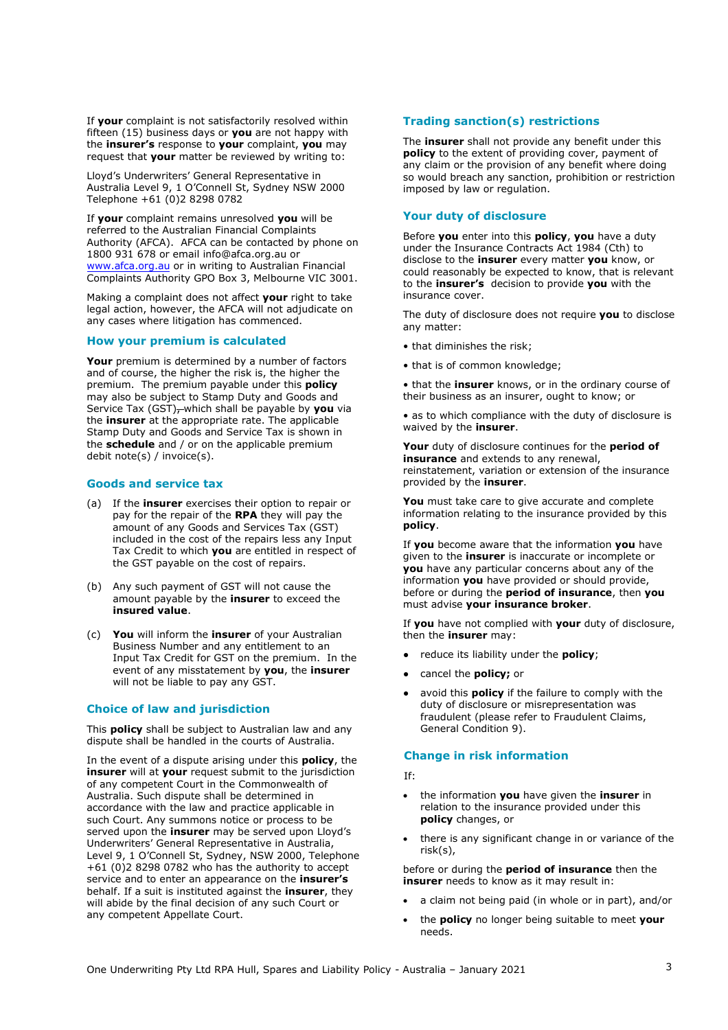If **your** complaint is not satisfactorily resolved within fifteen (15) business days or **you** are not happy with the **insurer's** response to **your** complaint, **you** may request that **your** matter be reviewed by writing to:

Lloyd's Underwriters' General Representative in Australia Level 9, 1 O'Connell St, Sydney NSW 2000 Telephone +61 (0)2 8298 0782

If **your** complaint remains unresolved **you** will be referred to the Australian Financial Complaints Authority (AFCA). AFCA can be contacted by phone on 1800 931 678 or email info@afca.org.au or www.afca.org.au or in writing to Australian Financial Complaints Authority GPO Box 3, Melbourne VIC 3001.

Making a complaint does not affect **your** right to take legal action, however, the AFCA will not adjudicate on any cases where litigation has commenced.

## How your premium is calculated

**Your** premium is determined by a number of factors and of course, the higher the risk is, the higher the premium. The premium payable under this **policy** may also be subject to Stamp Duty and Goods and Service Tax (GST)~~,~~ which shall be payable by **you** via the **insurer** at the appropriate rate. The applicable Stamp Duty and Goods and Service Tax is shown in the **schedule** and / or on the applicable premium debit note(s) / invoice(s).

## Goods and service tax

(a) If the **insurer** exercises their option to repair or pay for the repair of the **RPA** they will pay the amount of any Goods and Services Tax (GST) included in the cost of the repairs less any Input Tax Credit to which **you** are entitled in respect of the GST payable on the cost of repairs.

(b) Any such payment of GST will not cause the amount payable by the **insurer** to exceed the **insured value**.

(c) **You** will inform the **insurer** of your Australian Business Number and any entitlement to an Input Tax Credit for GST on the premium. In the event of any misstatement by **you**, the **insurer** will not be liable to pay any GST.

## Choice of law and jurisdiction

This **policy** shall be subject to Australian law and any dispute shall be handled in the courts of Australia.

In the event of a dispute arising under this **policy**, the **insurer** will at **your** request submit to the jurisdiction of any competent Court in the Commonwealth of Australia. Such dispute shall be determined in accordance with the law and practice applicable in such Court. Any summons notice or process to be served upon the **insurer** may be served upon Lloyd's Underwriters' General Representative in Australia, Level 9, 1 O'Connell St, Sydney, NSW 2000, Telephone +61 (0)2 8298 0782 who has the authority to accept service and to enter an appearance on the **insurer's** behalf. If a suit is instituted against the **insurer**, they will abide by the final decision of any such Court or any competent Appellate Court.

## Trading sanction(s) restrictions

The **insurer** shall not provide any benefit under this **policy** to the extent of providing cover, payment of any claim or the provision of any benefit where doing so would breach any sanction, prohibition or restriction imposed by law or regulation.

## Your duty of disclosure

Before **you** enter into this **policy**, **you** have a duty under the Insurance Contracts Act 1984 (Cth) to disclose to the **insurer** every matter **you** know, or could reasonably be expected to know, that is relevant to the **insurer's** decision to provide **you** with the insurance cover.

The duty of disclosure does not require **you** to disclose any matter:

- that diminishes the risk;
- that is of common knowledge;
- that the **insurer** knows, or in the ordinary course of their business as an insurer, ought to know; or
- as to which compliance with the duty of disclosure is waived by the **insurer**.

**Your** duty of disclosure continues for the **period of insurance** and extends to any renewal, reinstatement, variation or extension of the insurance provided by the **insurer**.

**You** must take care to give accurate and complete information relating to the insurance provided by this **policy**.

If **you** become aware that the information **you** have given to the **insurer** is inaccurate or incomplete or **you** have any particular concerns about any of the information **you** have provided or should provide, before or during the **period of insurance**, then **you** must advise **your insurance broker**.

If **you** have not complied with **your** duty of disclosure, then the **insurer** may:

- reduce its liability under the **policy**;
- cancel the **policy;** or
- avoid this **policy** if the failure to comply with the duty of disclosure or misrepresentation was fraudulent (please refer to Fraudulent Claims, General Condition 9).

## Change in risk information

If:

- the information **you** have given the **insurer** in relation to the insurance provided under this **policy** changes, or
- there is any significant change in or variance of the risk(s),

before or during the **period of insurance** then the **insurer** needs to know as it may result in:

- a claim not being paid (in whole or in part), and/or
- the **policy** no longer being suitable to meet **your** needs.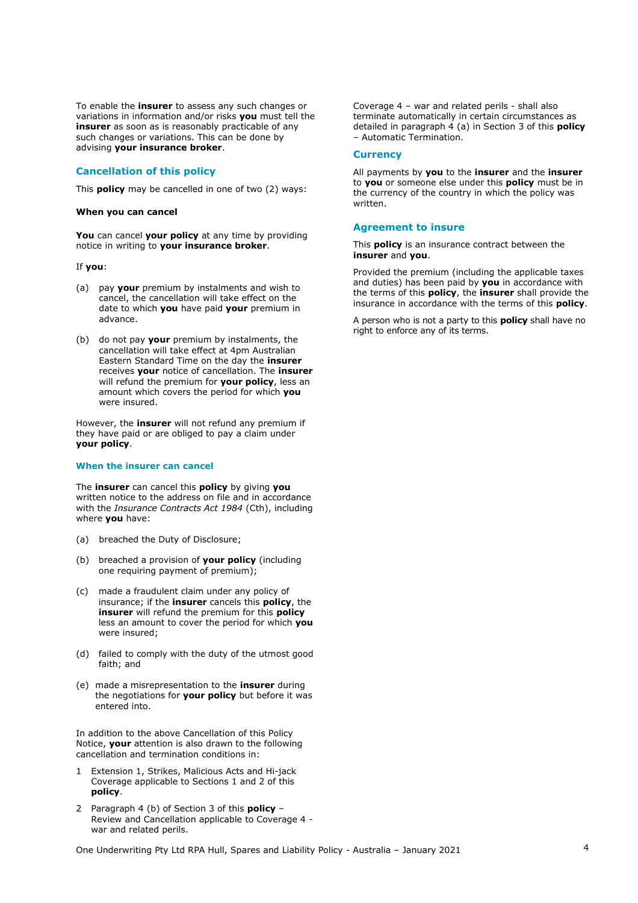To enable the **insurer** to assess any such changes or variations in information and/or risks **you** must tell the **insurer** as soon as is reasonably practicable of any such changes or variations. This can be done by advising **your insurance broker**.

## Cancellation of this policy

This **policy** may be cancelled in one of two (2) ways:

**When you can cancel**

**You** can cancel **your policy** at any time by providing notice in writing to **your insurance broker**.

If **you**:

(a) pay **your** premium by instalments and wish to cancel, the cancellation will take effect on the date to which **you** have paid **your** premium in advance.

(b) do not pay **your** premium by instalments, the cancellation will take effect at 4pm Australian Eastern Standard Time on the day the **insurer** receives **your** notice of cancellation. The **insurer** will refund the premium for **your policy**, less an amount which covers the period for which **you** were insured.

However, the **insurer** will not refund any premium if they have paid or are obliged to pay a claim under **your policy**.

### When the insurer can cancel

The **insurer** can cancel this **policy** by giving **you** written notice to the address on file and in accordance with the *Insurance Contracts Act 1984* (Cth), including where **you** have:

(a) breached the Duty of Disclosure;

(b) breached a provision of **your policy** (including one requiring payment of premium);

(c) made a fraudulent claim under any policy of insurance; if the **insurer** cancels this **policy**, the **insurer** will refund the premium for this **policy** less an amount to cover the period for which **you** were insured;

(d) failed to comply with the duty of the utmost good faith; and

(e) made a misrepresentation to the **insurer** during the negotiations for **your policy** but before it was entered into.

In addition to the above Cancellation of this Policy Notice, **your** attention is also drawn to the following cancellation and termination conditions in:

1. Extension 1, Strikes, Malicious Acts and Hi-jack Coverage applicable to Sections 1 and 2 of this **policy**.
2. Paragraph 4 (b) of Section 3 of this **policy** – Review and Cancellation applicable to Coverage 4 - war and related perils.

Coverage 4 – war and related perils - shall also terminate automatically in certain circumstances as detailed in paragraph 4 (a) in Section 3 of this **policy** – Automatic Termination.

## Currency

All payments by **you** to the **insurer** and the **insurer** to **you** or someone else under this **policy** must be in the currency of the country in which the policy was written.

## Agreement to insure

This **policy** is an insurance contract between the **insurer** and **you**.

Provided the premium (including the applicable taxes and duties) has been paid by **you** in accordance with the terms of this **policy**, the **insurer** shall provide the insurance in accordance with the terms of this **policy**.

A person who is not a party to this **policy** shall have no right to enforce any of its terms.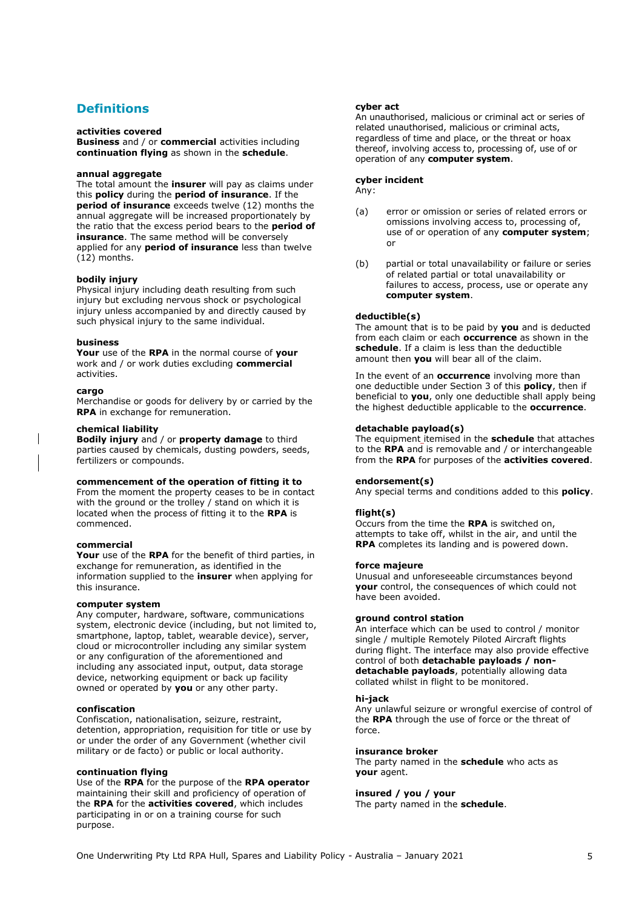## Definitions

**activities covered**
**Business** and / or **commercial** activities including **continuation flying** as shown in the **schedule**.

**annual aggregate**
The total amount the **insurer** will pay as claims under this **policy** during the **period of insurance**. If the **period of insurance** exceeds twelve (12) months the annual aggregate will be increased proportionately by the ratio that the excess period bears to the **period of insurance**. The same method will be conversely applied for any **period of insurance** less than twelve (12) months.

**bodily injury**
Physical injury including death resulting from such injury but excluding nervous shock or psychological injury unless accompanied by and directly caused by such physical injury to the same individual.

**business**
**Your** use of the **RPA** in the normal course of **your** work and / or work duties excluding **commercial** activities.

**cargo**
Merchandise or goods for delivery by or carried by the **RPA** in exchange for remuneration.

**chemical liability**
**Bodily injury** and / or **property damage** to third parties caused by chemicals, dusting powders, seeds, fertilizers or compounds.

**commencement of the operation of fitting it to**
From the moment the property ceases to be in contact with the ground or the trolley / stand on which it is located when the process of fitting it to the **RPA** is commenced.

**commercial**
**Your** use of the **RPA** for the benefit of third parties, in exchange for remuneration, as identified in the information supplied to the **insurer** when applying for this insurance.

**computer system**
Any computer, hardware, software, communications system, electronic device (including, but not limited to, smartphone, laptop, tablet, wearable device), server, cloud or microcontroller including any similar system or any configuration of the aforementioned and including any associated input, output, data storage device, networking equipment or back up facility owned or operated by **you** or any other party.

**confiscation**
Confiscation, nationalisation, seizure, restraint, detention, appropriation, requisition for title or use by or under the order of any Government (whether civil military or de facto) or public or local authority.

**continuation flying**
Use of the **RPA** for the purpose of the **RPA operator** maintaining their skill and proficiency of operation of the **RPA** for the **activities covered**, which includes participating in or on a training course for such purpose.

**cyber act**
An unauthorised, malicious or criminal act or series of related unauthorised, malicious or criminal acts, regardless of time and place, or the threat or hoax thereof, involving access to, processing of, use of or operation of any **computer system**.

**cyber incident**
Any:

(a) error or omission or series of related errors or omissions involving access to, processing of, use of or operation of any **computer system**; or

(b) partial or total unavailability or failure or series of related partial or total unavailability or failures to access, process, use or operate any **computer system**.

**deductible(s)**
The amount that is to be paid by **you** and is deducted from each claim or each **occurrence** as shown in the **schedule**. If a claim is less than the deductible amount then **you** will bear all of the claim.

In the event of an **occurrence** involving more than one deductible under Section 3 of this **policy**, then if beneficial to **you**, only one deductible shall apply being the highest deductible applicable to the **occurrence**.

**detachable payload(s)**
The equipment itemised in the **schedule** that attaches to the **RPA** and is removable and / or interchangeable from the **RPA** for purposes of the **activities covered**.

**endorsement(s)**
Any special terms and conditions added to this **policy**.

**flight(s)**
Occurs from the time the **RPA** is switched on, attempts to take off, whilst in the air, and until the **RPA** completes its landing and is powered down.

**force majeure**
Unusual and unforeseeable circumstances beyond **your** control, the consequences of which could not have been avoided.

**ground control station**
An interface which can be used to control / monitor single / multiple Remotely Piloted Aircraft flights during flight. The interface may also provide effective control of both **detachable payloads / non-detachable payloads**, potentially allowing data collated whilst in flight to be monitored.

**hi-jack**
Any unlawful seizure or wrongful exercise of control of the **RPA** through the use of force or the threat of force.

**insurance broker**
The party named in the **schedule** who acts as **your** agent.

**insured / you / your**
The party named in the **schedule**.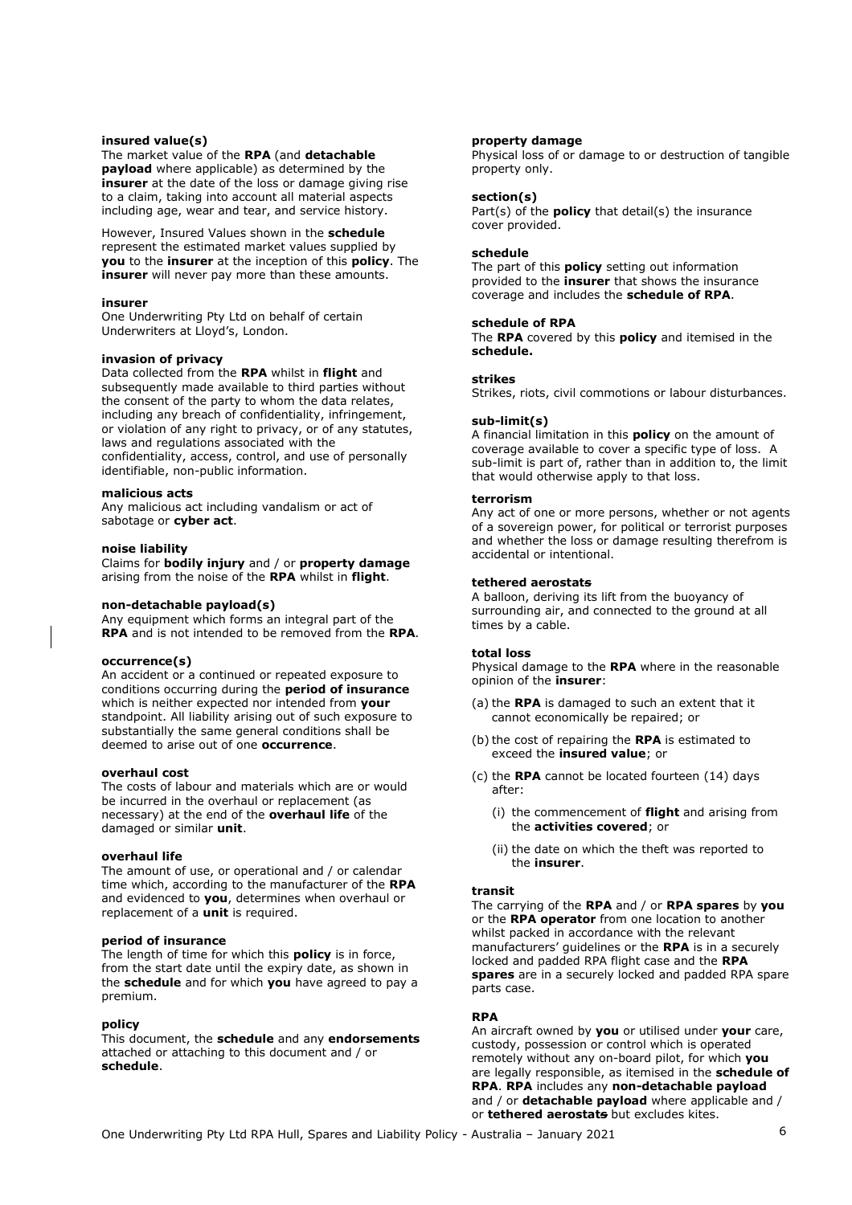**insured value(s)**
The market value of the **RPA** (and **detachable payload** where applicable) as determined by the **insurer** at the date of the loss or damage giving rise to a claim, taking into account all material aspects including age, wear and tear, and service history.

However, Insured Values shown in the **schedule** represent the estimated market values supplied by **you** to the **insurer** at the inception of this **policy**. The **insurer** will never pay more than these amounts.

**insurer**
One Underwriting Pty Ltd on behalf of certain Underwriters at Lloyd's, London.

**invasion of privacy**
Data collected from the **RPA** whilst in **flight** and subsequently made available to third parties without the consent of the party to whom the data relates, including any breach of confidentiality, infringement, or violation of any right to privacy, or of any statutes, laws and regulations associated with the confidentiality, access, control, and use of personally identifiable, non-public information.

**malicious acts**
Any malicious act including vandalism or act of sabotage or **cyber act**.

**noise liability**
Claims for **bodily injury** and / or **property damage** arising from the noise of the **RPA** whilst in **flight**.

**non-detachable payload(s)**
Any equipment which forms an integral part of the **RPA** and is not intended to be removed from the **RPA**.

**occurrence(s)**
An accident or a continued or repeated exposure to conditions occurring during the **period of insurance** which is neither expected nor intended from **your** standpoint. All liability arising out of such exposure to substantially the same general conditions shall be deemed to arise out of one **occurrence**.

**overhaul cost**
The costs of labour and materials which are or would be incurred in the overhaul or replacement (as necessary) at the end of the **overhaul life** of the damaged or similar **unit**.

**overhaul life**
The amount of use, or operational and / or calendar time which, according to the manufacturer of the **RPA** and evidenced to **you**, determines when overhaul or replacement of a **unit** is required.

**period of insurance**
The length of time for which this **policy** is in force, from the start date until the expiry date, as shown in the **schedule** and for which **you** have agreed to pay a premium.

**policy**
This document, the **schedule** and any **endorsements** attached or attaching to this document and / or **schedule**.

**property damage**
Physical loss of or damage to or destruction of tangible property only.

**section(s)**
Part(s) of the **policy** that detail(s) the insurance cover provided.

**schedule**
The part of this **policy** setting out information provided to the **insurer** that shows the insurance coverage and includes the **schedule of RPA**.

**schedule of RPA**
The **RPA** covered by this **policy** and itemised in the **schedule.**

**strikes**
Strikes, riots, civil commotions or labour disturbances.

**sub-limit(s)**
A financial limitation in this **policy** on the amount of coverage available to cover a specific type of loss. A sub-limit is part of, rather than in addition to, the limit that would otherwise apply to that loss.

**terrorism**
Any act of one or more persons, whether or not agents of a sovereign power, for political or terrorist purposes and whether the loss or damage resulting therefrom is accidental or intentional.

**tethered aerostats**
A balloon, deriving its lift from the buoyancy of surrounding air, and connected to the ground at all times by a cable.

**total loss**
Physical damage to the **RPA** where in the reasonable opinion of the **insurer**:

(a) the **RPA** is damaged to such an extent that it cannot economically be repaired; or

(b) the cost of repairing the **RPA** is estimated to exceed the **insured value**; or

(c) the **RPA** cannot be located fourteen (14) days after:

 (i) the commencement of **flight** and arising from the **activities covered**; or

 (ii) the date on which the theft was reported to the **insurer**.

**transit**
The carrying of the **RPA** and / or **RPA spares** by **you** or the **RPA operator** from one location to another whilst packed in accordance with the relevant manufacturers' guidelines or the **RPA** is in a securely locked and padded RPA flight case and the **RPA spares** are in a securely locked and padded RPA spare parts case.

**RPA**
An aircraft owned by **you** or utilised under **your** care, custody, possession or control which is operated remotely without any on-board pilot, for which **you** are legally responsible, as itemised in the **schedule of RPA**. **RPA** includes any **non-detachable payload** and / or **detachable payload** where applicable and / or **tethered aerostats** but excludes kites.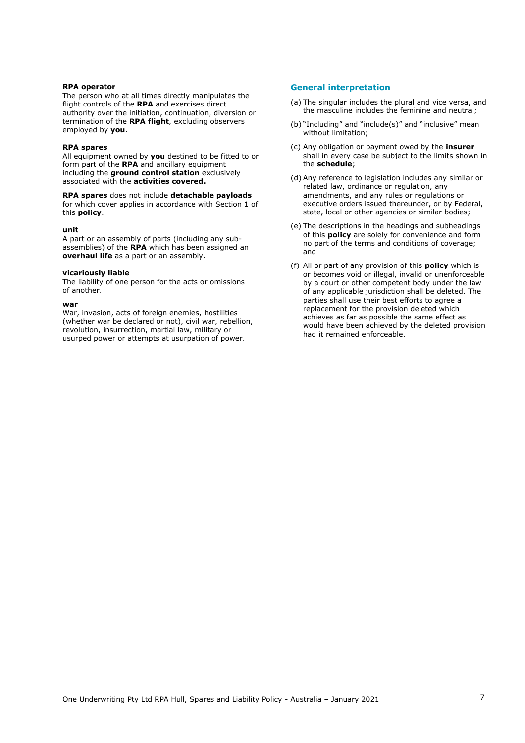**RPA operator**
The person who at all times directly manipulates the flight controls of the **RPA** and exercises direct authority over the initiation, continuation, diversion or termination of the **RPA flight**, excluding observers employed by **you**.

**RPA spares**
All equipment owned by **you** destined to be fitted to or form part of the **RPA** and ancillary equipment including the **ground control station** exclusively associated with the **activities covered.**

**RPA spares** does not include **detachable payloads** for which cover applies in accordance with Section 1 of this **policy**.

**unit**
A part or an assembly of parts (including any sub-assemblies) of the **RPA** which has been assigned an **overhaul life** as a part or an assembly.

**vicariously liable**
The liability of one person for the acts or omissions of another.

**war**
War, invasion, acts of foreign enemies, hostilities (whether war be declared or not), civil war, rebellion, revolution, insurrection, martial law, military or usurped power or attempts at usurpation of power.

## General interpretation

(a) The singular includes the plural and vice versa, and the masculine includes the feminine and neutral;

(b) "Including" and "include(s)" and "inclusive" mean without limitation;

(c) Any obligation or payment owed by the **insurer** shall in every case be subject to the limits shown in the **schedule**;

(d) Any reference to legislation includes any similar or related law, ordinance or regulation, any amendments, and any rules or regulations or executive orders issued thereunder, or by Federal, state, local or other agencies or similar bodies;

(e) The descriptions in the headings and subheadings of this **policy** are solely for convenience and form no part of the terms and conditions of coverage; and

(f) All or part of any provision of this **policy** which is or becomes void or illegal, invalid or unenforceable by a court or other competent body under the law of any applicable jurisdiction shall be deleted. The parties shall use their best efforts to agree a replacement for the provision deleted which achieves as far as possible the same effect as would have been achieved by the deleted provision had it remained enforceable.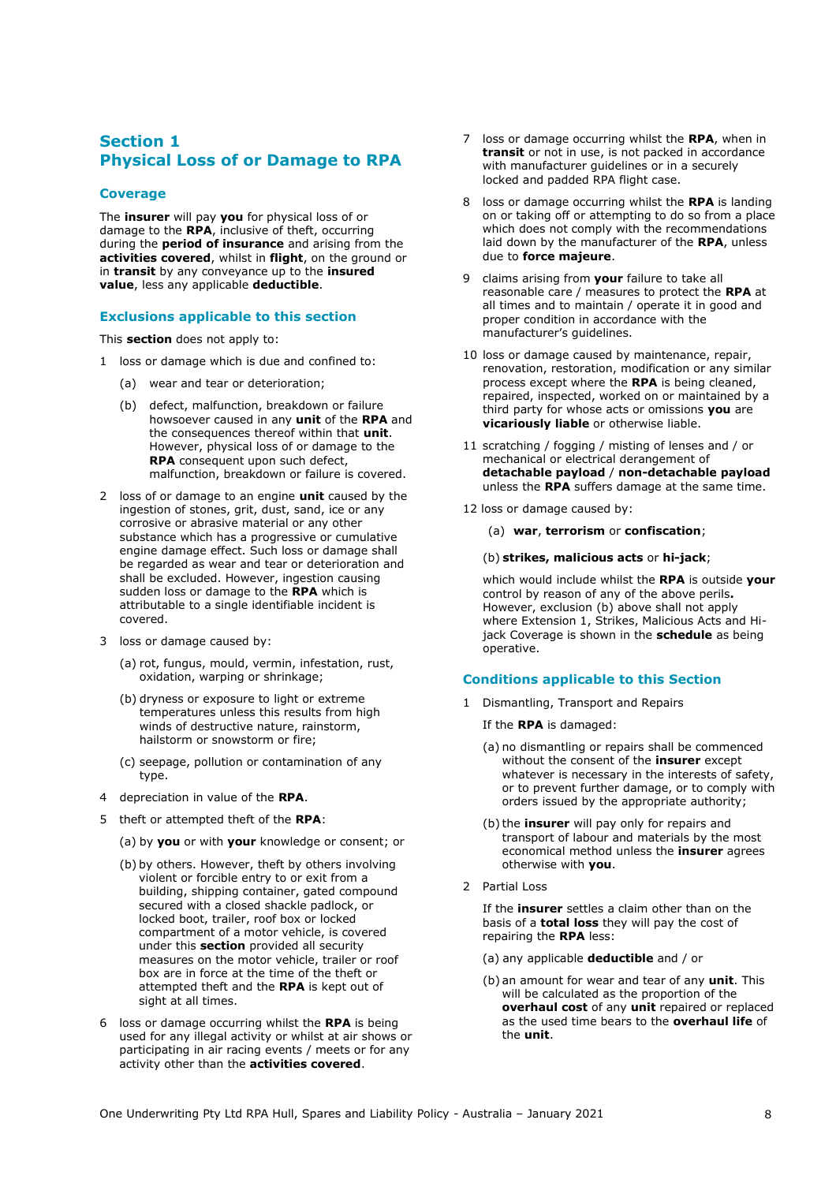## Section 1
## Physical Loss of or Damage to RPA

### Coverage

The **insurer** will pay **you** for physical loss of or damage to the **RPA**, inclusive of theft, occurring during the **period of insurance** and arising from the **activities covered**, whilst in **flight**, on the ground or in **transit** by any conveyance up to the **insured value**, less any applicable **deductible**.

### Exclusions applicable to this section

This **section** does not apply to:

1 loss or damage which is due and confined to:

   (a) wear and tear or deterioration;

   (b) defect, malfunction, breakdown or failure howsoever caused in any **unit** of the **RPA** and the consequences thereof within that **unit**. However, physical loss of or damage to the **RPA** consequent upon such defect, malfunction, breakdown or failure is covered.

2 loss of or damage to an engine **unit** caused by the ingestion of stones, grit, dust, sand, ice or any corrosive or abrasive material or any other substance which has a progressive or cumulative engine damage effect. Such loss or damage shall be regarded as wear and tear or deterioration and shall be excluded. However, ingestion causing sudden loss or damage to the **RPA** which is attributable to a single identifiable incident is covered.

3 loss or damage caused by:

   (a) rot, fungus, mould, vermin, infestation, rust, oxidation, warping or shrinkage;

   (b) dryness or exposure to light or extreme temperatures unless this results from high winds of destructive nature, rainstorm, hailstorm or snowstorm or fire;

   (c) seepage, pollution or contamination of any type.

4 depreciation in value of the **RPA**.

5 theft or attempted theft of the **RPA**:

   (a) by **you** or with **your** knowledge or consent; or

   (b) by others. However, theft by others involving violent or forcible entry to or exit from a building, shipping container, gated compound secured with a closed shackle padlock, or locked boot, trailer, roof box or locked compartment of a motor vehicle, is covered under this **section** provided all security measures on the motor vehicle, trailer or roof box are in force at the time of the theft or attempted theft and the **RPA** is kept out of sight at all times.

6 loss or damage occurring whilst the **RPA** is being used for any illegal activity or whilst at air shows or participating in air racing events / meets or for any activity other than the **activities covered**.

7 loss or damage occurring whilst the **RPA**, when in **transit** or not in use, is not packed in accordance with manufacturer guidelines or in a securely locked and padded RPA flight case.

8 loss or damage occurring whilst the **RPA** is landing on or taking off or attempting to do so from a place which does not comply with the recommendations laid down by the manufacturer of the **RPA**, unless due to **force majeure**.

9 claims arising from **your** failure to take all reasonable care / measures to protect the **RPA** at all times and to maintain / operate it in good and proper condition in accordance with the manufacturer's guidelines.

10 loss or damage caused by maintenance, repair, renovation, restoration, modification or any similar process except where the **RPA** is being cleaned, repaired, inspected, worked on or maintained by a third party for whose acts or omissions **you** are **vicariously liable** or otherwise liable.

11 scratching / fogging / misting of lenses and / or mechanical or electrical derangement of **detachable payload** / **non-detachable payload** unless the **RPA** suffers damage at the same time.

12 loss or damage caused by:

   (a) **war**, **terrorism** or **confiscation**;

   (b) **strikes, malicious acts** or **hi-jack**;

   which would include whilst the **RPA** is outside **your** control by reason of any of the above perils**.** However, exclusion (b) above shall not apply where Extension 1, Strikes, Malicious Acts and Hi-jack Coverage is shown in the **schedule** as being operative.

### Conditions applicable to this Section

1 Dismantling, Transport and Repairs

   If the **RPA** is damaged:

   (a) no dismantling or repairs shall be commenced without the consent of the **insurer** except whatever is necessary in the interests of safety, or to prevent further damage, or to comply with orders issued by the appropriate authority;

   (b) the **insurer** will pay only for repairs and transport of labour and materials by the most economical method unless the **insurer** agrees otherwise with **you**.

2 Partial Loss

   If the **insurer** settles a claim other than on the basis of a **total loss** they will pay the cost of repairing the **RPA** less:

   (a) any applicable **deductible** and / or

   (b) an amount for wear and tear of any **unit**. This will be calculated as the proportion of the **overhaul cost** of any **unit** repaired or replaced as the used time bears to the **overhaul life** of the **unit**.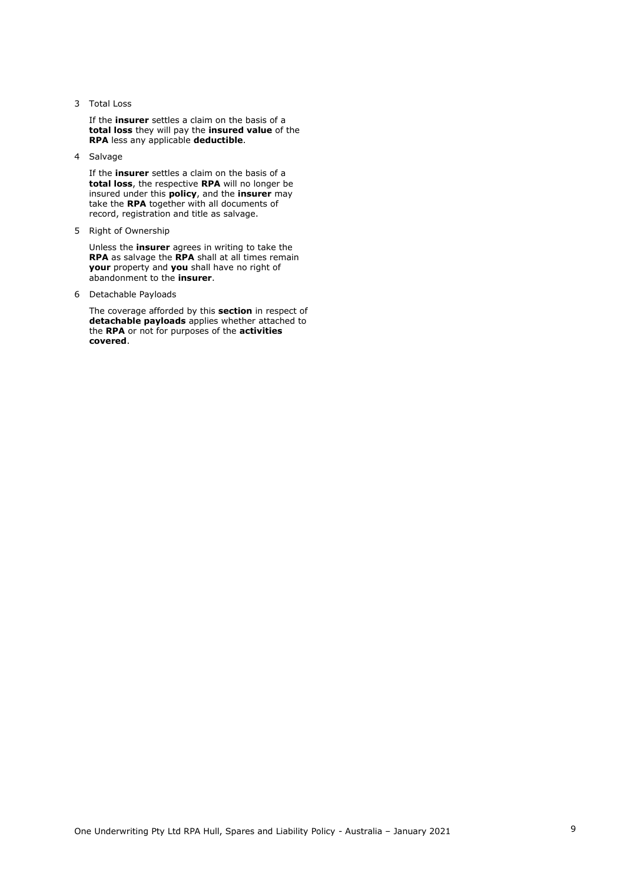3 Total Loss

If the **insurer** settles a claim on the basis of a **total loss** they will pay the **insured value** of the **RPA** less any applicable **deductible**.

4 Salvage

If the **insurer** settles a claim on the basis of a **total loss**, the respective **RPA** will no longer be insured under this **policy**, and the **insurer** may take the **RPA** together with all documents of record, registration and title as salvage.

5 Right of Ownership

Unless the **insurer** agrees in writing to take the **RPA** as salvage the **RPA** shall at all times remain **your** property and **you** shall have no right of abandonment to the **insurer**.

6 Detachable Payloads

The coverage afforded by this **section** in respect of **detachable payloads** applies whether attached to the **RPA** or not for purposes of the **activities covered**.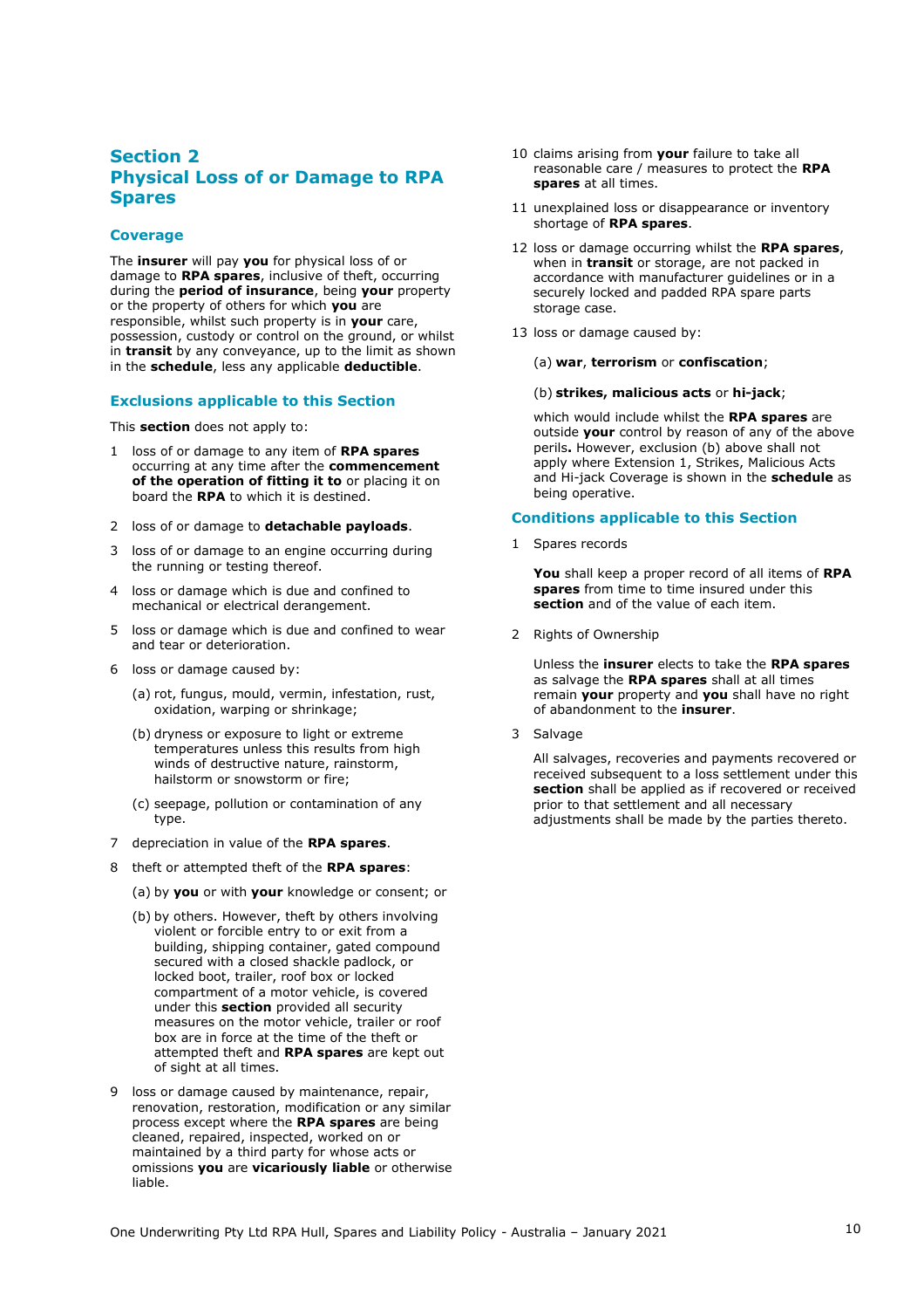## Section 2
## Physical Loss of or Damage to RPA Spares

### Coverage

The **insurer** will pay **you** for physical loss of or damage to **RPA spares**, inclusive of theft, occurring during the **period of insurance**, being **your** property or the property of others for which **you** are responsible, whilst such property is in **your** care, possession, custody or control on the ground, or whilst in **transit** by any conveyance, up to the limit as shown in the **schedule**, less any applicable **deductible**.

### Exclusions applicable to this Section

This **section** does not apply to:

1. loss of or damage to any item of **RPA spares** occurring at any time after the **commencement of the operation of fitting it to** or placing it on board the **RPA** to which it is destined.
2. loss of or damage to **detachable payloads**.
3. loss of or damage to an engine occurring during the running or testing thereof.
4. loss or damage which is due and confined to mechanical or electrical derangement.
5. loss or damage which is due and confined to wear and tear or deterioration.
6. loss or damage caused by:

   (a) rot, fungus, mould, vermin, infestation, rust, oxidation, warping or shrinkage;

   (b) dryness or exposure to light or extreme temperatures unless this results from high winds of destructive nature, rainstorm, hailstorm or snowstorm or fire;

   (c) seepage, pollution or contamination of any type.
7. depreciation in value of the **RPA spares**.
8. theft or attempted theft of the **RPA spares**:

   (a) by **you** or with **your** knowledge or consent; or

   (b) by others. However, theft by others involving violent or forcible entry to or exit from a building, shipping container, gated compound secured with a closed shackle padlock, or locked boot, trailer, roof box or locked compartment of a motor vehicle, is covered under this **section** provided all security measures on the motor vehicle, trailer or roof box are in force at the time of the theft or attempted theft and **RPA spares** are kept out of sight at all times.
9. loss or damage caused by maintenance, repair, renovation, restoration, modification or any similar process except where the **RPA spares** are being cleaned, repaired, inspected, worked on or maintained by a third party for whose acts or omissions **you** are **vicariously liable** or otherwise liable.
10. claims arising from **your** failure to take all reasonable care / measures to protect the **RPA spares** at all times.
11. unexplained loss or disappearance or inventory shortage of **RPA spares**.
12. loss or damage occurring whilst the **RPA spares**, when in **transit** or storage, are not packed in accordance with manufacturer guidelines or in a securely locked and padded RPA spare parts storage case.
13. loss or damage caused by:

    (a) **war**, **terrorism** or **confiscation**;

    (b) **strikes, malicious acts** or **hi-jack**;

    which would include whilst the **RPA spares** are outside **your** control by reason of any of the above perils**.** However, exclusion (b) above shall not apply where Extension 1, Strikes, Malicious Acts and Hi-jack Coverage is shown in the **schedule** as being operative.

### Conditions applicable to this Section

1. Spares records

   **You** shall keep a proper record of all items of **RPA spares** from time to time insured under this **section** and of the value of each item.
2. Rights of Ownership

   Unless the **insurer** elects to take the **RPA spares** as salvage the **RPA spares** shall at all times remain **your** property and **you** shall have no right of abandonment to the **insurer**.
3. Salvage

   All salvages, recoveries and payments recovered or received subsequent to a loss settlement under this **section** shall be applied as if recovered or received prior to that settlement and all necessary adjustments shall be made by the parties thereto.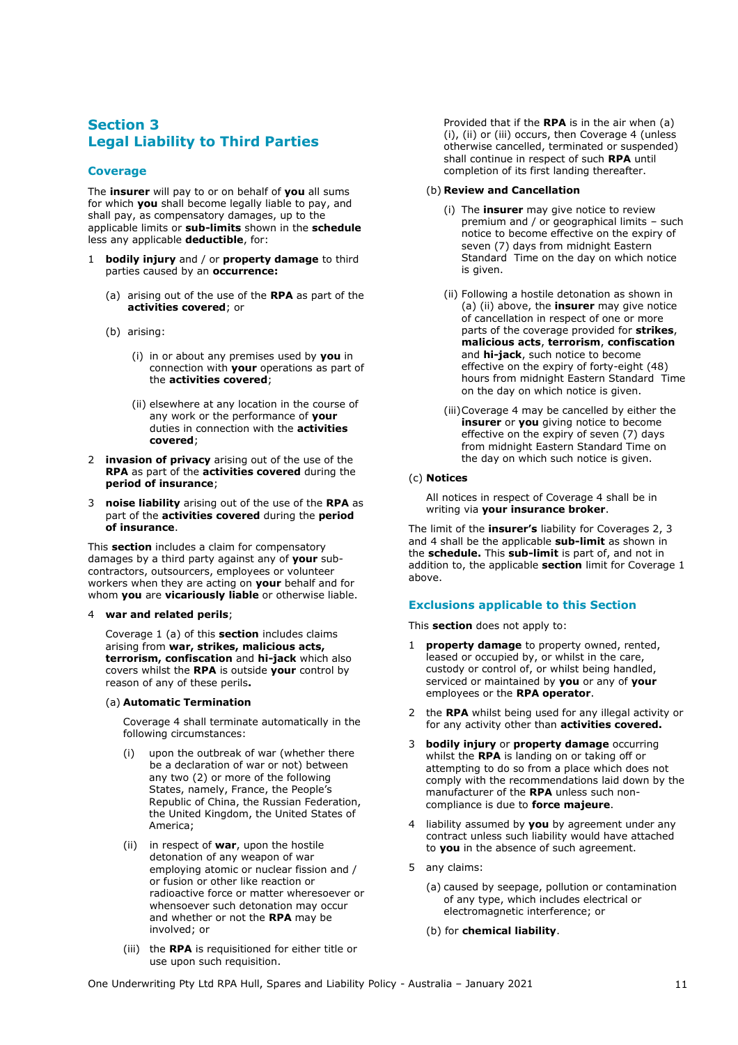## Section 3
## Legal Liability to Third Parties

### Coverage

The **insurer** will pay to or on behalf of **you** all sums for which **you** shall become legally liable to pay, and shall pay, as compensatory damages, up to the applicable limits or **sub-limits** shown in the **schedule** less any applicable **deductible**, for:

1. **bodily injury** and / or **property damage** to third parties caused by an **occurrence:**

   (a) arising out of the use of the **RPA** as part of the **activities covered**; or

   (b) arising:

   (i) in or about any premises used by **you** in connection with **your** operations as part of the **activities covered**;

   (ii) elsewhere at any location in the course of any work or the performance of **your** duties in connection with the **activities covered**;

2. **invasion of privacy** arising out of the use of the **RPA** as part of the **activities covered** during the **period of insurance**;

3. **noise liability** arising out of the use of the **RPA** as part of the **activities covered** during the **period of insurance**.

This **section** includes a claim for compensatory damages by a third party against any of **your** sub-contractors, outsourcers, employees or volunteer workers when they are acting on **your** behalf and for whom **you** are **vicariously liable** or otherwise liable.

4. **war and related perils**;

   Coverage 1 (a) of this **section** includes claims arising from **war, strikes, malicious acts, terrorism, confiscation** and **hi-jack** which also covers whilst the **RPA** is outside **your** control by reason of any of these perils**.**

   (a) **Automatic Termination**

   Coverage 4 shall terminate automatically in the following circumstances:

   (i) upon the outbreak of war (whether there be a declaration of war or not) between any two (2) or more of the following States, namely, France, the People's Republic of China, the Russian Federation, the United Kingdom, the United States of America;

   (ii) in respect of **war**, upon the hostile detonation of any weapon of war employing atomic or nuclear fission and / or fusion or other like reaction or radioactive force or matter wheresoever or whensoever such detonation may occur and whether or not the **RPA** may be involved; or

   (iii) the **RPA** is requisitioned for either title or use upon such requisition.

   Provided that if the **RPA** is in the air when (a) (i), (ii) or (iii) occurs, then Coverage 4 (unless otherwise cancelled, terminated or suspended) shall continue in respect of such **RPA** until completion of its first landing thereafter.

   (b) **Review and Cancellation**

   (i) The **insurer** may give notice to review premium and / or geographical limits – such notice to become effective on the expiry of seven (7) days from midnight Eastern Standard Time on the day on which notice is given.

   (ii) Following a hostile detonation as shown in (a) (ii) above, the **insurer** may give notice of cancellation in respect of one or more parts of the coverage provided for **strikes**, **malicious acts**, **terrorism**, **confiscation** and **hi-jack**, such notice to become effective on the expiry of forty-eight (48) hours from midnight Eastern Standard Time on the day on which notice is given.

   (iii) Coverage 4 may be cancelled by either the **insurer** or **you** giving notice to become effective on the expiry of seven (7) days from midnight Eastern Standard Time on the day on which such notice is given.

   (c) **Notices**

   All notices in respect of Coverage 4 shall be in writing via **your insurance broker**.

The limit of the **insurer's** liability for Coverages 2, 3 and 4 shall be the applicable **sub-limit** as shown in the **schedule.** This **sub-limit** is part of, and not in addition to, the applicable **section** limit for Coverage 1 above.

### Exclusions applicable to this Section

This **section** does not apply to:

1. **property damage** to property owned, rented, leased or occupied by, or whilst in the care, custody or control of, or whilst being handled, serviced or maintained by **you** or any of **your** employees or the **RPA operator**.

2. the **RPA** whilst being used for any illegal activity or for any activity other than **activities covered.**

3. **bodily injury** or **property damage** occurring whilst the **RPA** is landing on or taking off or attempting to do so from a place which does not comply with the recommendations laid down by the manufacturer of the **RPA** unless such non-compliance is due to **force majeure**.

4. liability assumed by **you** by agreement under any contract unless such liability would have attached to **you** in the absence of such agreement.

5. any claims:

   (a) caused by seepage, pollution or contamination of any type, which includes electrical or electromagnetic interference; or

   (b) for **chemical liability**.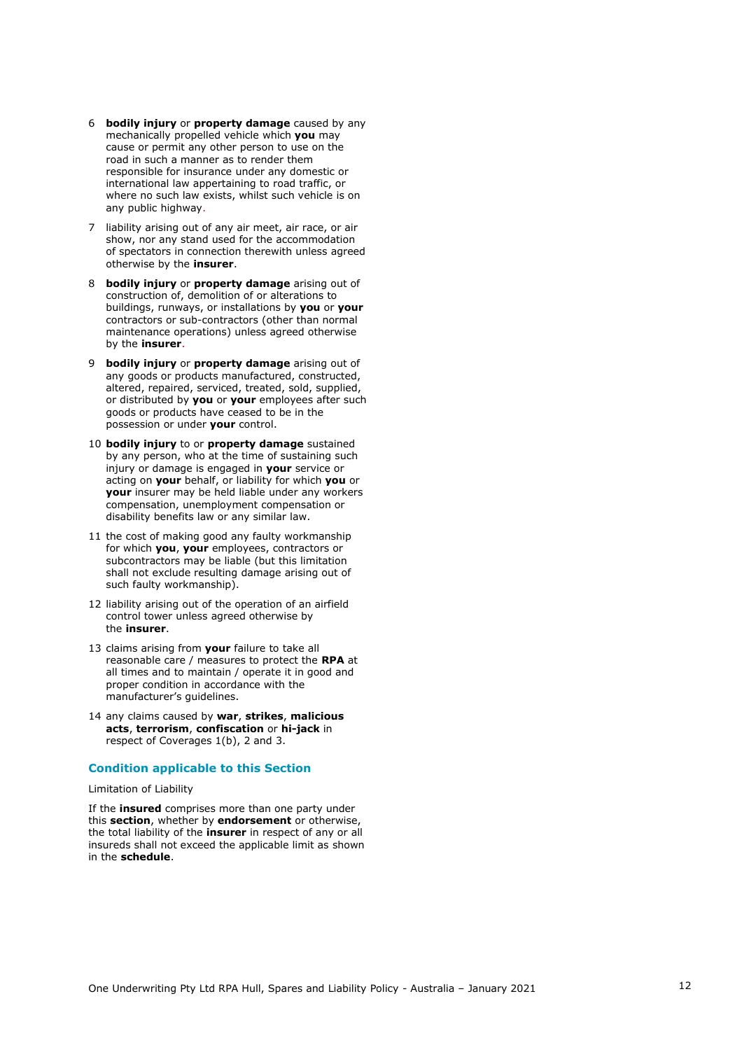6 **bodily injury** or **property damage** caused by any mechanically propelled vehicle which **you** may cause or permit any other person to use on the road in such a manner as to render them responsible for insurance under any domestic or international law appertaining to road traffic, or where no such law exists, whilst such vehicle is on any public highway.

7 liability arising out of any air meet, air race, or air show, nor any stand used for the accommodation of spectators in connection therewith unless agreed otherwise by the **insurer**.

8 **bodily injury** or **property damage** arising out of construction of, demolition of or alterations to buildings, runways, or installations by **you** or **your** contractors or sub-contractors (other than normal maintenance operations) unless agreed otherwise by the **insurer**.

9 **bodily injury** or **property damage** arising out of any goods or products manufactured, constructed, altered, repaired, serviced, treated, sold, supplied, or distributed by **you** or **your** employees after such goods or products have ceased to be in the possession or under **your** control.

10 **bodily injury** to or **property damage** sustained by any person, who at the time of sustaining such injury or damage is engaged in **your** service or acting on **your** behalf, or liability for which **you** or **your** insurer may be held liable under any workers compensation, unemployment compensation or disability benefits law or any similar law.

11 the cost of making good any faulty workmanship for which **you**, **your** employees, contractors or subcontractors may be liable (but this limitation shall not exclude resulting damage arising out of such faulty workmanship).

12 liability arising out of the operation of an airfield control tower unless agreed otherwise by the **insurer**.

13 claims arising from **your** failure to take all reasonable care / measures to protect the **RPA** at all times and to maintain / operate it in good and proper condition in accordance with the manufacturer's guidelines.

14 any claims caused by **war**, **strikes**, **malicious acts**, **terrorism**, **confiscation** or **hi-jack** in respect of Coverages 1(b), 2 and 3.

### Condition applicable to this Section

Limitation of Liability

If the **insured** comprises more than one party under this **section**, whether by **endorsement** or otherwise, the total liability of the **insurer** in respect of any or all insureds shall not exceed the applicable limit as shown in the **schedule**.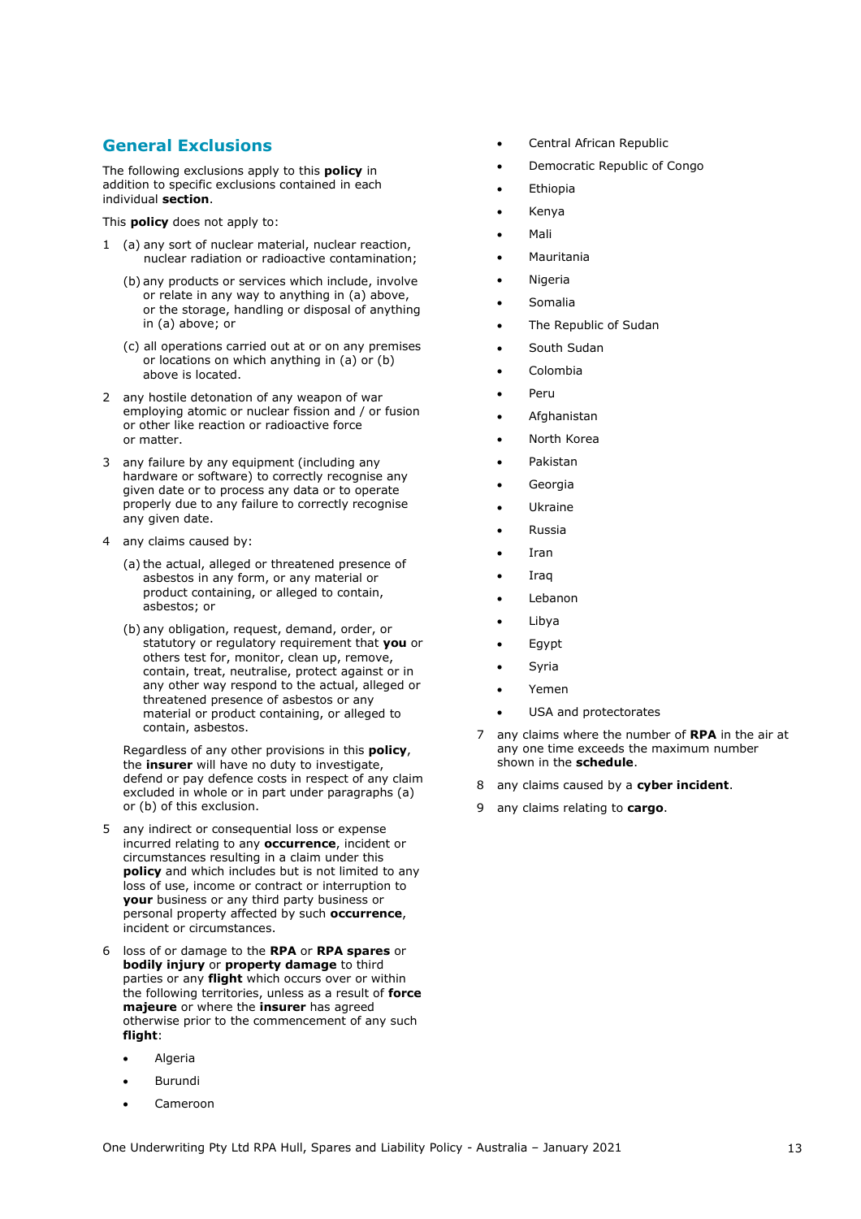## General Exclusions

The following exclusions apply to this **policy** in addition to specific exclusions contained in each individual **section**.

This **policy** does not apply to:

1. (a) any sort of nuclear material, nuclear reaction, nuclear radiation or radioactive contamination;

   (b) any products or services which include, involve or relate in any way to anything in (a) above, or the storage, handling or disposal of anything in (a) above; or

   (c) all operations carried out at or on any premises or locations on which anything in (a) or (b) above is located.

2. any hostile detonation of any weapon of war employing atomic or nuclear fission and / or fusion or other like reaction or radioactive force or matter.

3. any failure by any equipment (including any hardware or software) to correctly recognise any given date or to process any data or to operate properly due to any failure to correctly recognise any given date.

4. any claims caused by:

   (a) the actual, alleged or threatened presence of asbestos in any form, or any material or product containing, or alleged to contain, asbestos; or

   (b) any obligation, request, demand, order, or statutory or regulatory requirement that **you** or others test for, monitor, clean up, remove, contain, treat, neutralise, protect against or in any other way respond to the actual, alleged or threatened presence of asbestos or any material or product containing, or alleged to contain, asbestos.

   Regardless of any other provisions in this **policy**, the **insurer** will have no duty to investigate, defend or pay defence costs in respect of any claim excluded in whole or in part under paragraphs (a) or (b) of this exclusion.

5. any indirect or consequential loss or expense incurred relating to any **occurrence**, incident or circumstances resulting in a claim under this **policy** and which includes but is not limited to any loss of use, income or contract or interruption to **your** business or any third party business or personal property affected by such **occurrence**, incident or circumstances.

6. loss of or damage to the **RPA** or **RPA spares** or **bodily injury** or **property damage** to third parties or any **flight** which occurs over or within the following territories, unless as a result of **force majeure** or where the **insurer** has agreed otherwise prior to the commencement of any such **flight**:

   - Algeria
   - Burundi
   - Cameroon
   - Central African Republic
   - Democratic Republic of Congo
   - Ethiopia
   - Kenya
   - Mali
   - Mauritania
   - Nigeria
   - Somalia
   - The Republic of Sudan
   - South Sudan
   - Colombia
   - Peru
   - Afghanistan
   - North Korea
   - Pakistan
   - Georgia
   - Ukraine
   - Russia
   - Iran
   - Iraq
   - Lebanon
   - Libya
   - Egypt
   - Syria
   - Yemen
   - USA and protectorates

7. any claims where the number of **RPA** in the air at any one time exceeds the maximum number shown in the **schedule**.

8. any claims caused by a **cyber incident**.

9. any claims relating to **cargo**.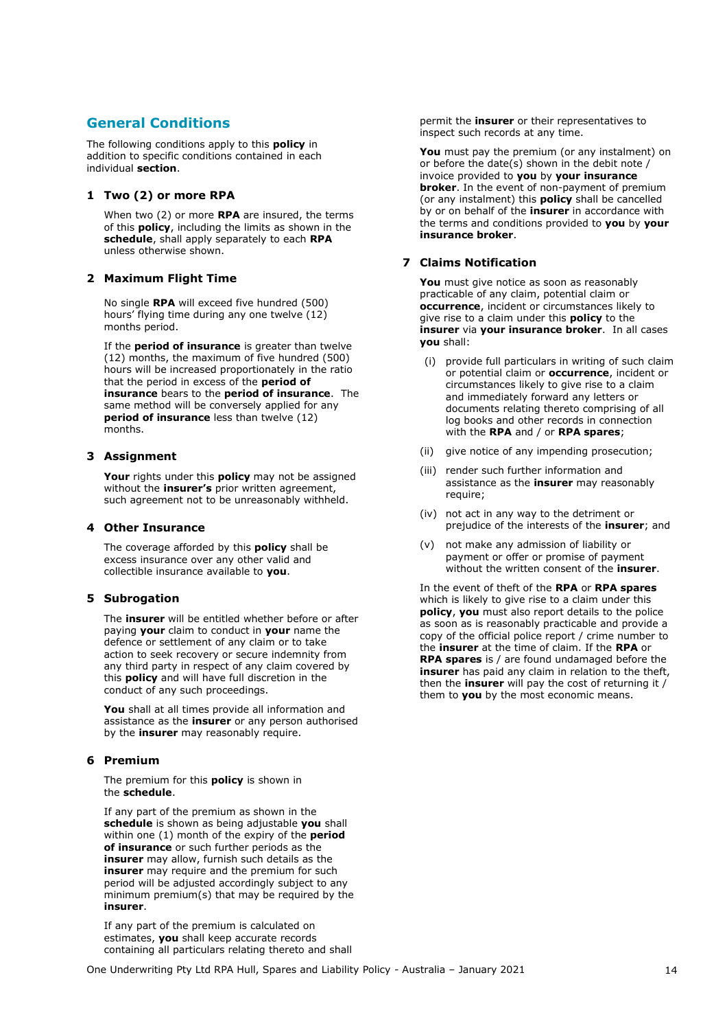## General Conditions

The following conditions apply to this **policy** in addition to specific conditions contained in each individual **section**.

### 1 Two (2) or more RPA

When two (2) or more **RPA** are insured, the terms of this **policy**, including the limits as shown in the **schedule**, shall apply separately to each **RPA** unless otherwise shown.

### 2 Maximum Flight Time

No single **RPA** will exceed five hundred (500) hours' flying time during any one twelve (12) months period.

If the **period of insurance** is greater than twelve (12) months, the maximum of five hundred (500) hours will be increased proportionately in the ratio that the period in excess of the **period of insurance** bears to the **period of insurance**. The same method will be conversely applied for any **period of insurance** less than twelve (12) months.

### 3 Assignment

**Your** rights under this **policy** may not be assigned without the **insurer's** prior written agreement, such agreement not to be unreasonably withheld.

### 4 Other Insurance

The coverage afforded by this **policy** shall be excess insurance over any other valid and collectible insurance available to **you**.

### 5 Subrogation

The **insurer** will be entitled whether before or after paying **your** claim to conduct in **your** name the defence or settlement of any claim or to take action to seek recovery or secure indemnity from any third party in respect of any claim covered by this **policy** and will have full discretion in the conduct of any such proceedings.

**You** shall at all times provide all information and assistance as the **insurer** or any person authorised by the **insurer** may reasonably require.

### 6 Premium

The premium for this **policy** is shown in the **schedule**.

If any part of the premium as shown in the **schedule** is shown as being adjustable **you** shall within one (1) month of the expiry of the **period of insurance** or such further periods as the **insurer** may allow, furnish such details as the **insurer** may require and the premium for such period will be adjusted accordingly subject to any minimum premium(s) that may be required by the **insurer**.

If any part of the premium is calculated on estimates, **you** shall keep accurate records containing all particulars relating thereto and shall permit the **insurer** or their representatives to inspect such records at any time.

**You** must pay the premium (or any instalment) on or before the date(s) shown in the debit note / invoice provided to **you** by **your insurance broker**. In the event of non-payment of premium (or any instalment) this **policy** shall be cancelled by or on behalf of the **insurer** in accordance with the terms and conditions provided to **you** by **your insurance broker**.

### 7 Claims Notification

**You** must give notice as soon as reasonably practicable of any claim, potential claim or **occurrence**, incident or circumstances likely to give rise to a claim under this **policy** to the **insurer** via **your insurance broker**. In all cases **you** shall:

(i) provide full particulars in writing of such claim or potential claim or **occurrence**, incident or circumstances likely to give rise to a claim and immediately forward any letters or documents relating thereto comprising of all log books and other records in connection with the **RPA** and / or **RPA spares**;

(ii) give notice of any impending prosecution;

(iii) render such further information and assistance as the **insurer** may reasonably require;

(iv) not act in any way to the detriment or prejudice of the interests of the **insurer**; and

(v) not make any admission of liability or payment or offer or promise of payment without the written consent of the **insurer**.

In the event of theft of the **RPA** or **RPA spares** which is likely to give rise to a claim under this **policy**, **you** must also report details to the police as soon as is reasonably practicable and provide a copy of the official police report / crime number to the **insurer** at the time of claim. If the **RPA** or **RPA spares** is / are found undamaged before the **insurer** has paid any claim in relation to the theft, then the **insurer** will pay the cost of returning it / them to **you** by the most economic means.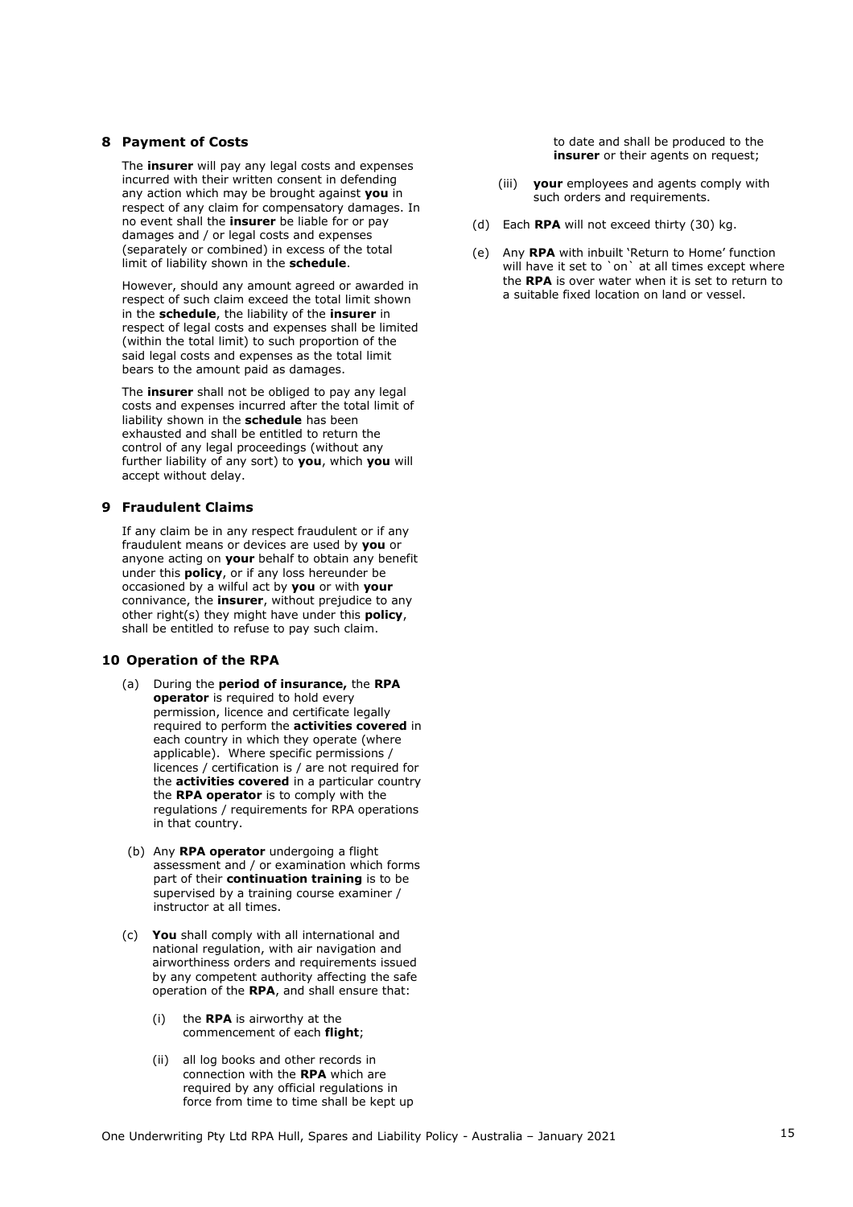## 8 Payment of Costs

The **insurer** will pay any legal costs and expenses incurred with their written consent in defending any action which may be brought against **you** in respect of any claim for compensatory damages. In no event shall the **insurer** be liable for or pay damages and / or legal costs and expenses (separately or combined) in excess of the total limit of liability shown in the **schedule**.

However, should any amount agreed or awarded in respect of such claim exceed the total limit shown in the **schedule**, the liability of the **insurer** in respect of legal costs and expenses shall be limited (within the total limit) to such proportion of the said legal costs and expenses as the total limit bears to the amount paid as damages.

The **insurer** shall not be obliged to pay any legal costs and expenses incurred after the total limit of liability shown in the **schedule** has been exhausted and shall be entitled to return the control of any legal proceedings (without any further liability of any sort) to **you**, which **you** will accept without delay.

## 9 Fraudulent Claims

If any claim be in any respect fraudulent or if any fraudulent means or devices are used by **you** or anyone acting on **your** behalf to obtain any benefit under this **policy**, or if any loss hereunder be occasioned by a wilful act by **you** or with **your** connivance, the **insurer**, without prejudice to any other right(s) they might have under this **policy**, shall be entitled to refuse to pay such claim.

## 10 Operation of the RPA

(a) During the **period of insurance,** the **RPA operator** is required to hold every permission, licence and certificate legally required to perform the **activities covered** in each country in which they operate (where applicable). Where specific permissions / licences / certification is / are not required for the **activities covered** in a particular country the **RPA operator** is to comply with the regulations / requirements for RPA operations in that country.

(b) Any **RPA operator** undergoing a flight assessment and / or examination which forms part of their **continuation training** is to be supervised by a training course examiner / instructor at all times.

(c) **You** shall comply with all international and national regulation, with air navigation and airworthiness orders and requirements issued by any competent authority affecting the safe operation of the **RPA**, and shall ensure that:

(i) the **RPA** is airworthy at the commencement of each **flight**;

(ii) all log books and other records in connection with the **RPA** which are required by any official regulations in force from time to time shall be kept up to date and shall be produced to the **insurer** or their agents on request;

(iii) **your** employees and agents comply with such orders and requirements.

(d) Each **RPA** will not exceed thirty (30) kg.

(e) Any **RPA** with inbuilt 'Return to Home' function will have it set to `on` at all times except where the **RPA** is over water when it is set to return to a suitable fixed location on land or vessel.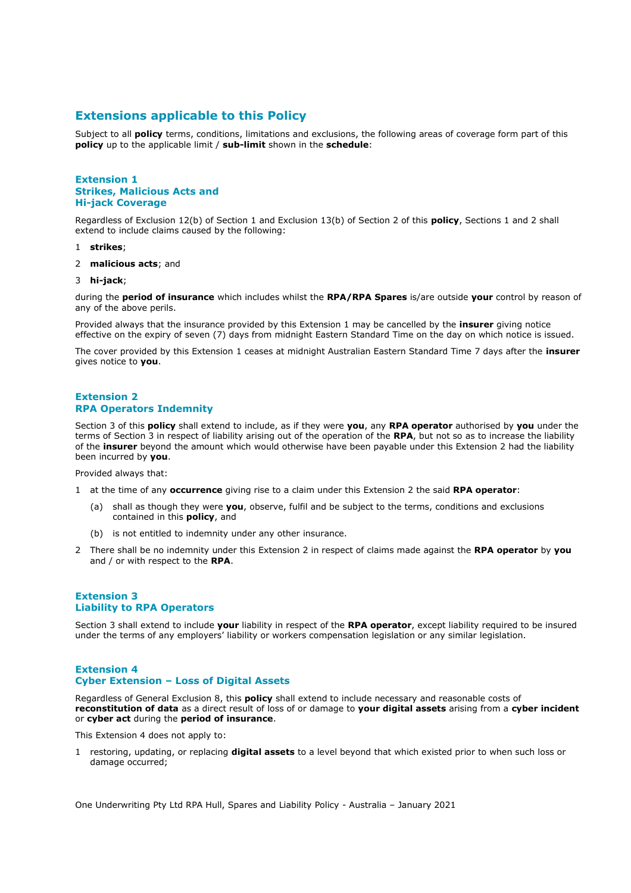# Extensions applicable to this Policy

Subject to all **policy** terms, conditions, limitations and exclusions, the following areas of coverage form part of this **policy** up to the applicable limit / **sub-limit** shown in the **schedule**:

## Extension 1
## Strikes, Malicious Acts and Hi-jack Coverage

Regardless of Exclusion 12(b) of Section 1 and Exclusion 13(b) of Section 2 of this **policy**, Sections 1 and 2 shall extend to include claims caused by the following:

1 **strikes**;

2 **malicious acts**; and

3 **hi-jack**;

during the **period of insurance** which includes whilst the **RPA/RPA Spares** is/are outside **your** control by reason of any of the above perils.

Provided always that the insurance provided by this Extension 1 may be cancelled by the **insurer** giving notice effective on the expiry of seven (7) days from midnight Eastern Standard Time on the day on which notice is issued.

The cover provided by this Extension 1 ceases at midnight Australian Eastern Standard Time 7 days after the **insurer** gives notice to **you**.

## Extension 2
## RPA Operators Indemnity

Section 3 of this **policy** shall extend to include, as if they were **you**, any **RPA operator** authorised by **you** under the terms of Section 3 in respect of liability arising out of the operation of the **RPA**, but not so as to increase the liability of the **insurer** beyond the amount which would otherwise have been payable under this Extension 2 had the liability been incurred by **you**.

Provided always that:

1 at the time of any **occurrence** giving rise to a claim under this Extension 2 the said **RPA operator**:

   (a) shall as though they were **you**, observe, fulfil and be subject to the terms, conditions and exclusions contained in this **policy**, and

   (b) is not entitled to indemnity under any other insurance.

2 There shall be no indemnity under this Extension 2 in respect of claims made against the **RPA operator** by **you** and / or with respect to the **RPA**.

## Extension 3
## Liability to RPA Operators

Section 3 shall extend to include **your** liability in respect of the **RPA operator**, except liability required to be insured under the terms of any employers' liability or workers compensation legislation or any similar legislation.

## Extension 4
## Cyber Extension – Loss of Digital Assets

Regardless of General Exclusion 8, this **policy** shall extend to include necessary and reasonable costs of **reconstitution of data** as a direct result of loss of or damage to **your digital assets** arising from a **cyber incident** or **cyber act** during the **period of insurance**.

This Extension 4 does not apply to:

1 restoring, updating, or replacing **digital assets** to a level beyond that which existed prior to when such loss or damage occurred;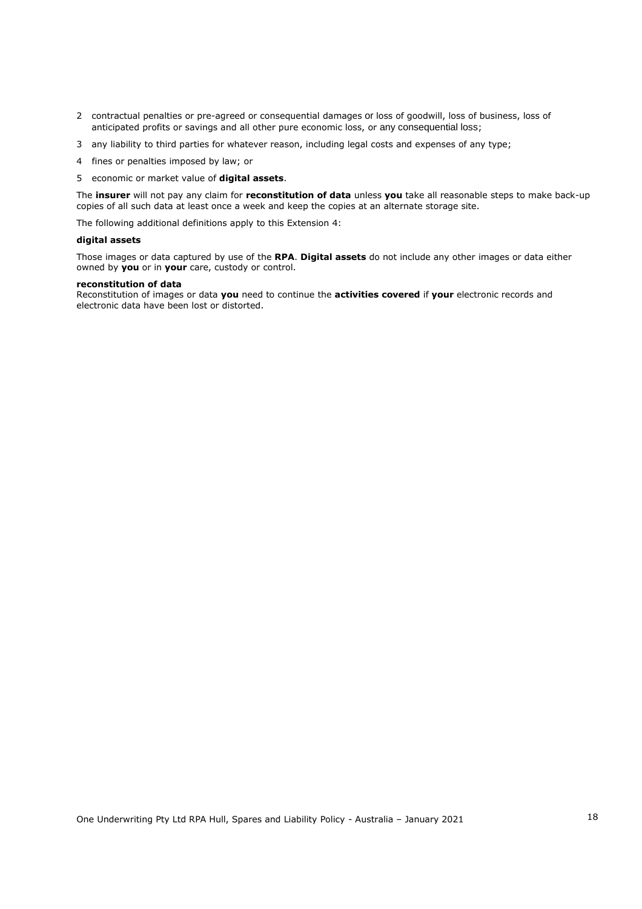2 contractual penalties or pre-agreed or consequential damages or loss of goodwill, loss of business, loss of anticipated profits or savings and all other pure economic loss, or any consequential loss;

3 any liability to third parties for whatever reason, including legal costs and expenses of any type;

4 fines or penalties imposed by law; or

5 economic or market value of **digital assets**.

The **insurer** will not pay any claim for **reconstitution of data** unless **you** take all reasonable steps to make back-up copies of all such data at least once a week and keep the copies at an alternate storage site.

The following additional definitions apply to this Extension 4:

**digital assets**

Those images or data captured by use of the **RPA**. **Digital assets** do not include any other images or data either owned by **you** or in **your** care, custody or control.

**reconstitution of data**

Reconstitution of images or data **you** need to continue the **activities covered** if **your** electronic records and electronic data have been lost or distorted.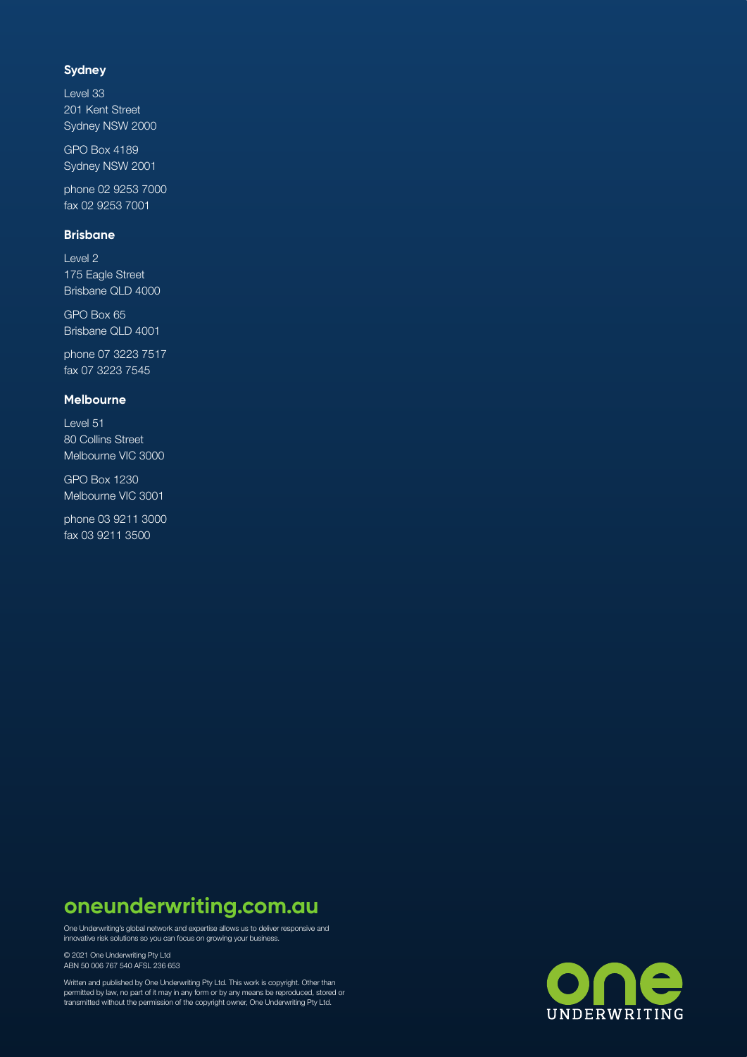**Sydney**

Level 33
201 Kent Street
Sydney NSW 2000

GPO Box 4189
Sydney NSW 2001

phone 02 9253 7000
fax 02 9253 7001

**Brisbane**

Level 2
175 Eagle Street
Brisbane QLD 4000

GPO Box 65
Brisbane QLD 4001

phone 07 3223 7517
fax 07 3223 7545

**Melbourne**

Level 51
80 Collins Street
Melbourne VIC 3000

GPO Box 1230
Melbourne VIC 3001

phone 03 9211 3000
fax 03 9211 3500

## oneunderwriting.com.au

One Underwriting's global network and expertise allows us to deliver responsive and innovative risk solutions so you can focus on growing your business.

© 2021 One Underwriting Pty Ltd
ABN 50 006 767 540 AFSL 236 653

Written and published by One Underwriting Pty Ltd. This work is copyright. Other than permitted by law, no part of it may in any form or by any means be reproduced, stored or transmitted without the permission of the copyright owner, One Underwriting Pty Ltd.

one
UNDERWRITING